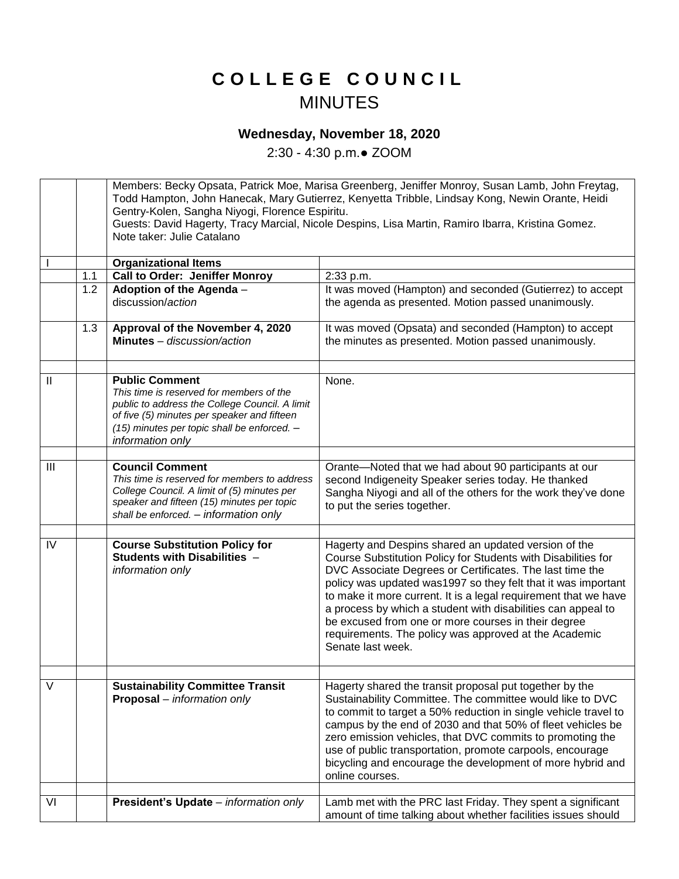# C O L L E G E   C O U N C I L

## MINUTES

### Wednesday, November 18, 2020

2:30 - 4:30 p.m.● ZOOM

| | | | |
|---|---|---|---|
| | | Members: Becky Opsata, Patrick Moe, Marisa Greenberg, Jeniffer Monroy, Susan Lamb, John Freytag, Todd Hampton, John Hanecak, Mary Gutierrez, Kenyetta Tribble, Lindsay Kong, Newin Orante, Heidi Gentry-Kolen, Sangha Niyogi, Florence Espiritu.<br>Guests: David Hagerty, Tracy Marcial, Nicole Despins, Lisa Martin, Ramiro Ibarra, Kristina Gomez.<br>Note taker: Julie Catalano | |
| I | | **Organizational Items** | |
| | 1.1 | **Call to Order: Jeniffer Monroy** | 2:33 p.m. |
| | 1.2 | **Adoption of the Agenda** – discussion/*action* | It was moved (Hampton) and seconded (Gutierrez) to accept the agenda as presented. Motion passed unanimously. |
| | 1.3 | **Approval of the November 4, 2020 Minutes** – *discussion/action* | It was moved (Opsata) and seconded (Hampton) to accept the minutes as presented. Motion passed unanimously. |
| | | | |
| II | | **Public Comment**<br>*This time is reserved for members of the public to address the College Council. A limit of five (5) minutes per speaker and fifteen (15) minutes per topic shall be enforced. – information only* | None. |
| | | | |
| III | | **Council Comment**<br>*This time is reserved for members to address College Council. A limit of (5) minutes per speaker and fifteen (15) minutes per topic shall be enforced. – information only* | Orante—Noted that we had about 90 participants at our second Indigeneity Speaker series today. He thanked Sangha Niyogi and all of the others for the work they've done to put the series together. |
| | | | |
| IV | | **Course Substitution Policy for Students with Disabilities** – *information only* | Hagerty and Despins shared an updated version of the Course Substitution Policy for Students with Disabilities for DVC Associate Degrees or Certificates. The last time the policy was updated was1997 so they felt that it was important to make it more current. It is a legal requirement that we have a process by which a student with disabilities can appeal to be excused from one or more courses in their degree requirements. The policy was approved at the Academic Senate last week. |
| | | | |
| V | | **Sustainability Committee Transit Proposal** – *information only* | Hagerty shared the transit proposal put together by the Sustainability Committee. The committee would like to DVC to commit to target a 50% reduction in single vehicle travel to campus by the end of 2030 and that 50% of fleet vehicles be zero emission vehicles, that DVC commits to promoting the use of public transportation, promote carpools, encourage bicycling and encourage the development of more hybrid and online courses. |
| | | | |
| VI | | **President's Update** – *information only* | Lamb met with the PRC last Friday. They spent a significant amount of time talking about whether facilities issues should |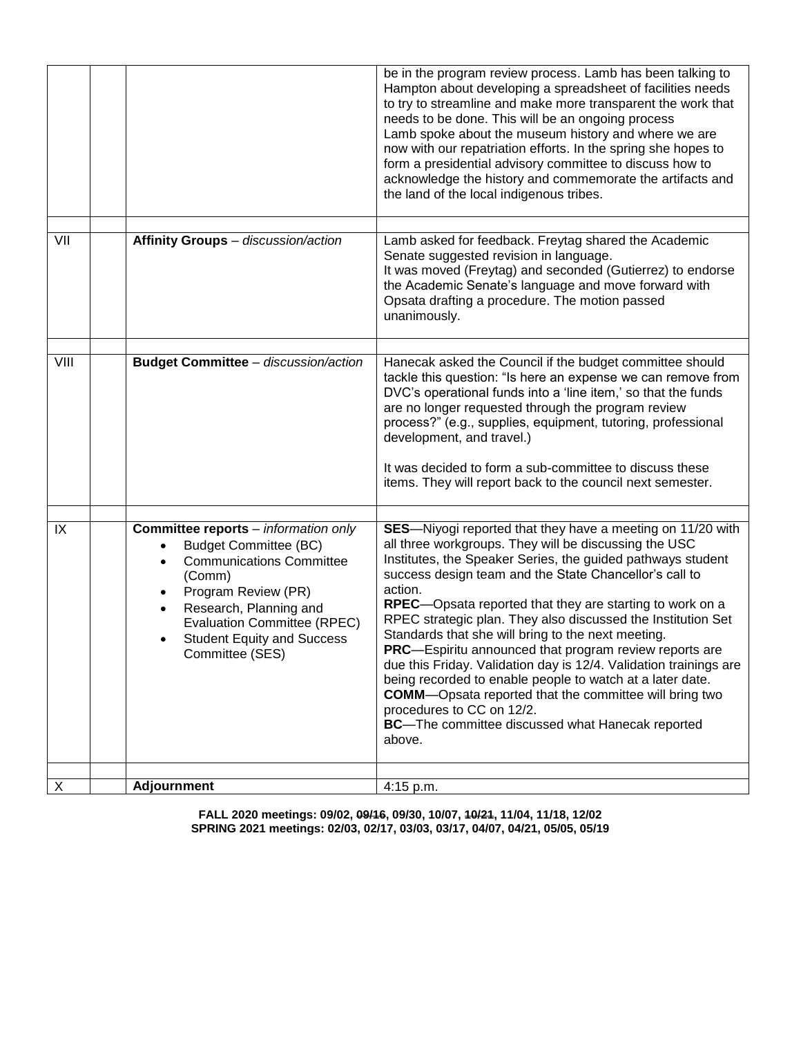| | | | |
|---|---|---|---|
| | | | be in the program review process. Lamb has been talking to Hampton about developing a spreadsheet of facilities needs to try to streamline and make more transparent the work that needs to be done. This will be an ongoing process<br>Lamb spoke about the museum history and where we are now with our repatriation efforts. In the spring she hopes to form a presidential advisory committee to discuss how to acknowledge the history and commemorate the artifacts and the land of the local indigenous tribes. |
| | | | |
| VII | | **Affinity Groups** – *discussion/action* | Lamb asked for feedback. Freytag shared the Academic Senate suggested revision in language.<br>It was moved (Freytag) and seconded (Gutierrez) to endorse the Academic Senate's language and move forward with Opsata drafting a procedure. The motion passed unanimously. |
| | | | |
| VIII | | **Budget Committee** – *discussion/action* | Hanecak asked the Council if the budget committee should tackle this question: "Is here an expense we can remove from DVC's operational funds into a 'line item,' so that the funds are no longer requested through the program review process?" (e.g., supplies, equipment, tutoring, professional development, and travel.)<br><br>It was decided to form a sub-committee to discuss these items. They will report back to the council next semester. |
| | | | |
| IX | | **Committee reports** – *information only*<br>• Budget Committee (BC)<br>• Communications Committee (Comm)<br>• Program Review (PR)<br>• Research, Planning and Evaluation Committee (RPEC)<br>• Student Equity and Success Committee (SES) | **SES**—Niyogi reported that they have a meeting on 11/20 with all three workgroups. They will be discussing the USC Institutes, the Speaker Series, the guided pathways student success design team and the State Chancellor's call to action.<br>**RPEC**—Opsata reported that they are starting to work on a RPEC strategic plan. They also discussed the Institution Set Standards that she will bring to the next meeting.<br>**PRC**—Espiritu announced that program review reports are due this Friday. Validation day is 12/4. Validation trainings are being recorded to enable people to watch at a later date.<br>**COMM**—Opsata reported that the committee will bring two procedures to CC on 12/2.<br>**BC**—The committee discussed what Hanecak reported above. |
| | | | |
| X | | **Adjournment** | 4:15 p.m. |

**FALL 2020 meetings: 09/02, ~~09/16~~, 09/30, 10/07, ~~10/21~~, 11/04, 11/18, 12/02**
**SPRING 2021 meetings: 02/03, 02/17, 03/03, 03/17, 04/07, 04/21, 05/05, 05/19**